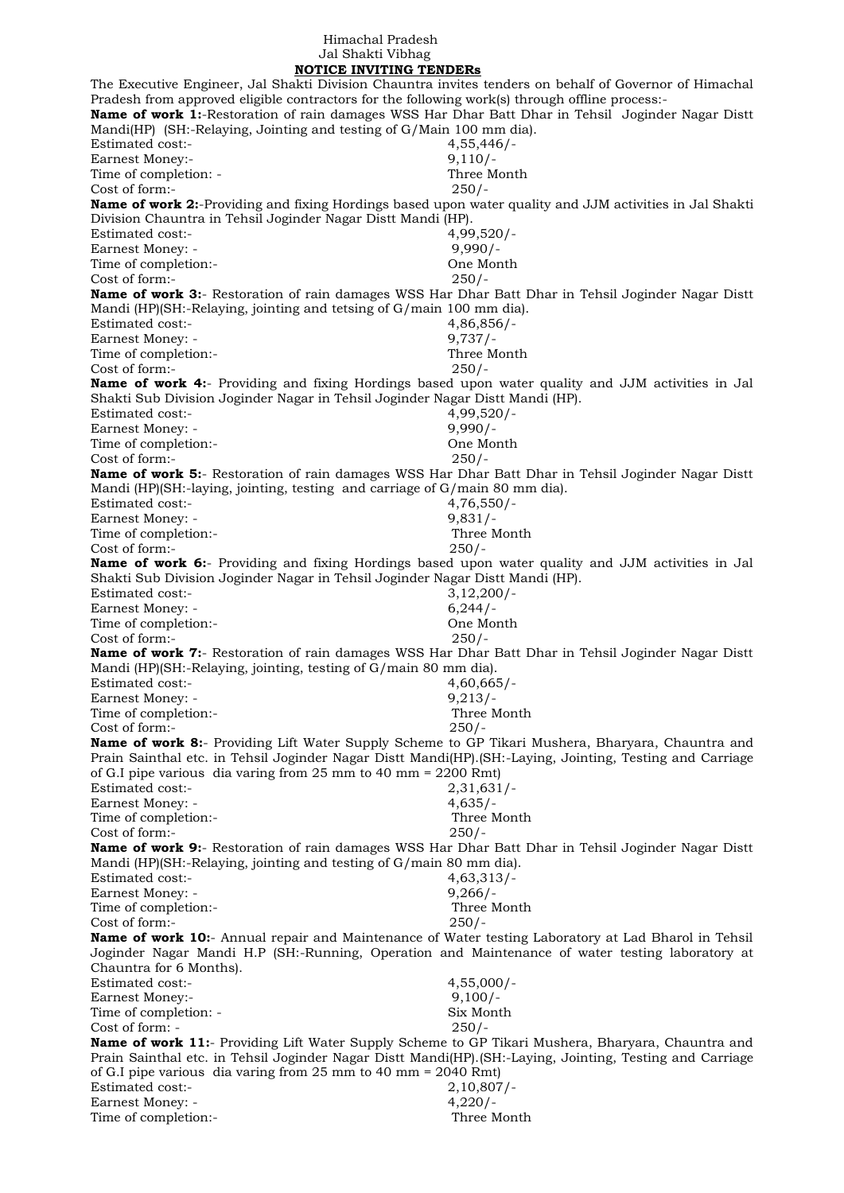Himachal Pradesh
Jal Shakti Vibhag

**NOTICE INVITING TENDERs**

The Executive Engineer, Jal Shakti Division Chauntra invites tenders on behalf of Governor of Himachal Pradesh from approved eligible contractors for the following work(s) through offline process:-

**Name of work 1:**-Restoration of rain damages WSS Har Dhar Batt Dhar in Tehsil Joginder Nagar Distt Mandi(HP) (SH:-Relaying, Jointing and testing of G/Main 100 mm dia).

Estimated cost:- 4,55,446/-
Earnest Money:- 9,110/-
Time of completion: - Three Month
Cost of form:- 250/-

**Name of work 2:**-Providing and fixing Hordings based upon water quality and JJM activities in Jal Shakti Division Chauntra in Tehsil Joginder Nagar Distt Mandi (HP).

Estimated cost:- 4,99,520/-
Earnest Money: - 9,990/-
Time of completion:- One Month
Cost of form:- 250/-

**Name of work 3:**- Restoration of rain damages WSS Har Dhar Batt Dhar in Tehsil Joginder Nagar Distt Mandi (HP)(SH:-Relaying, jointing and tetsing of G/main 100 mm dia).

Estimated cost:- 4,86,856/-
Earnest Money: - 9,737/-
Time of completion:- Three Month
Cost of form:- 250/-

**Name of work 4:**- Providing and fixing Hordings based upon water quality and JJM activities in Jal Shakti Sub Division Joginder Nagar in Tehsil Joginder Nagar Distt Mandi (HP).

Estimated cost:- 4,99,520/-
Earnest Money: - 9,990/-
Time of completion:- One Month
Cost of form:- 250/-

**Name of work 5:**- Restoration of rain damages WSS Har Dhar Batt Dhar in Tehsil Joginder Nagar Distt Mandi (HP)(SH:-laying, jointing, testing and carriage of G/main 80 mm dia).

Estimated cost:- 4,76,550/-
Earnest Money: - 9,831/-
Time of completion:- Three Month
Cost of form:- 250/-

**Name of work 6:**- Providing and fixing Hordings based upon water quality and JJM activities in Jal Shakti Sub Division Joginder Nagar in Tehsil Joginder Nagar Distt Mandi (HP).

Estimated cost:- 3,12,200/-
Earnest Money: - 6,244/-
Time of completion:- One Month
Cost of form:- 250/-

**Name of work 7:**- Restoration of rain damages WSS Har Dhar Batt Dhar in Tehsil Joginder Nagar Distt Mandi (HP)(SH:-Relaying, jointing, testing of G/main 80 mm dia).

Estimated cost:- 4,60,665/-
Earnest Money: - 9,213/-
Time of completion:- Three Month
Cost of form:- 250/-

**Name of work 8:**- Providing Lift Water Supply Scheme to GP Tikari Mushera, Bharyara, Chauntra and Prain Sainthal etc. in Tehsil Joginder Nagar Distt Mandi(HP).(SH:-Laying, Jointing, Testing and Carriage of G.I pipe various dia varing from 25 mm to 40 mm = 2200 Rmt)

Estimated cost:- 2,31,631/-
Earnest Money: - 4,635/-
Time of completion:- Three Month
Cost of form:- 250/-

**Name of work 9:**- Restoration of rain damages WSS Har Dhar Batt Dhar in Tehsil Joginder Nagar Distt Mandi (HP)(SH:-Relaying, jointing and testing of G/main 80 mm dia).

Estimated cost:- 4,63,313/-
Earnest Money: - 9,266/-
Time of completion:- Three Month
Cost of form:- 250/-

**Name of work 10:**- Annual repair and Maintenance of Water testing Laboratory at Lad Bharol in Tehsil Joginder Nagar Mandi H.P (SH:-Running, Operation and Maintenance of water testing laboratory at Chauntra for 6 Months).

Estimated cost:- 4,55,000/-
Earnest Money:- 9,100/-
Time of completion: - Six Month
Cost of form: - 250/-

**Name of work 11:**- Providing Lift Water Supply Scheme to GP Tikari Mushera, Bharyara, Chauntra and Prain Sainthal etc. in Tehsil Joginder Nagar Distt Mandi(HP).(SH:-Laying, Jointing, Testing and Carriage of G.I pipe various dia varing from 25 mm to 40 mm = 2040 Rmt)

Estimated cost:- 2,10,807/-
Earnest Money: - 4,220/-
Time of completion:- Three Month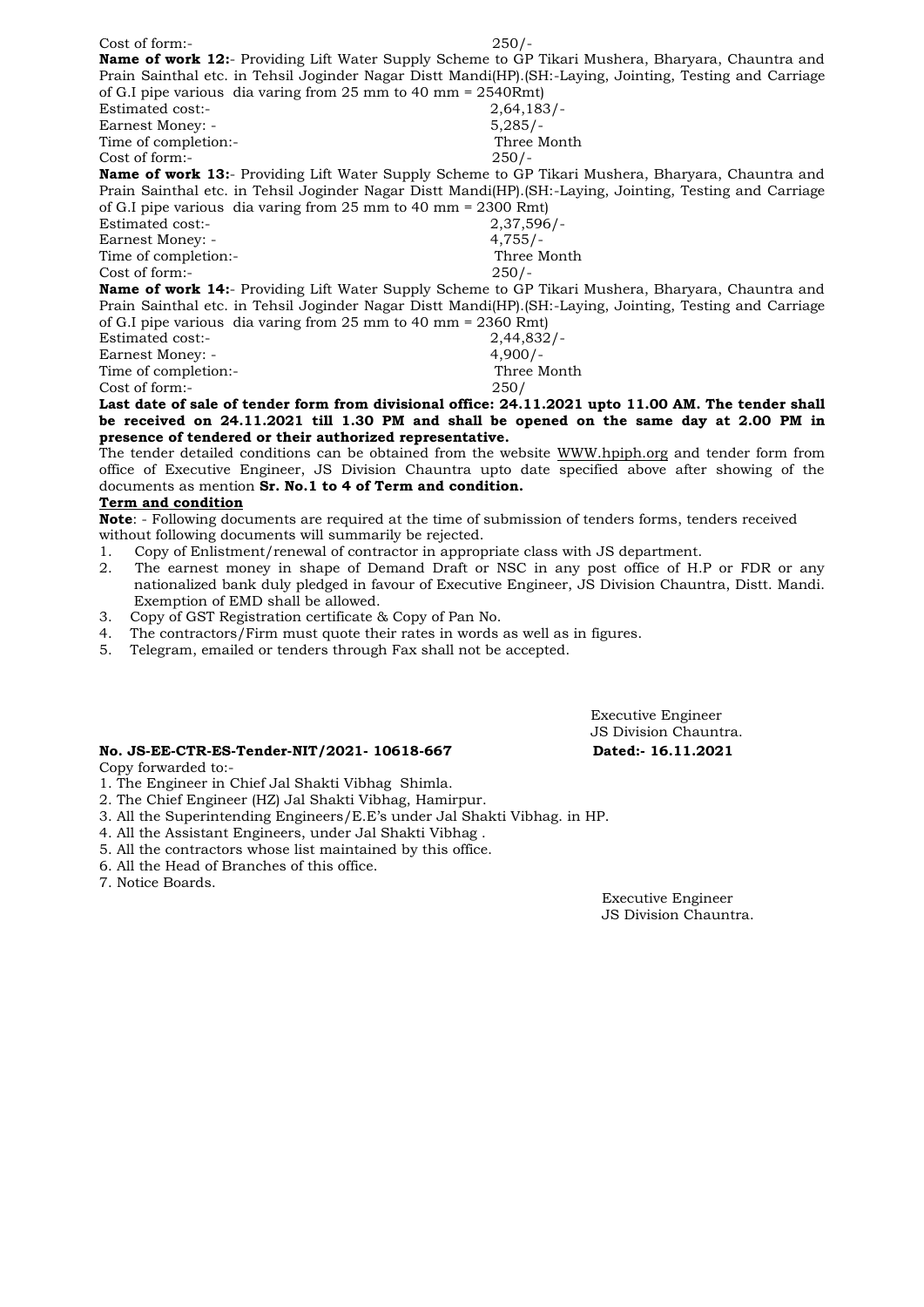Cost of form:- 250/-

**Name of work 12:**- Providing Lift Water Supply Scheme to GP Tikari Mushera, Bharyara, Chauntra and Prain Sainthal etc. in Tehsil Joginder Nagar Distt Mandi(HP).(SH:-Laying, Jointing, Testing and Carriage of G.I pipe various dia varing from 25 mm to 40 mm = 2540Rmt)

| | |
|---|---|
| Estimated cost:- | 2,64,183/- |
| Earnest Money: - | 5,285/- |
| Time of completion:- | Three Month |
| Cost of form:- | 250/- |

**Name of work 13:**- Providing Lift Water Supply Scheme to GP Tikari Mushera, Bharyara, Chauntra and Prain Sainthal etc. in Tehsil Joginder Nagar Distt Mandi(HP).(SH:-Laying, Jointing, Testing and Carriage of G.I pipe various dia varing from 25 mm to 40 mm = 2300 Rmt)

| | |
|---|---|
| Estimated cost:- | 2,37,596/- |
| Earnest Money: - | 4,755/- |
| Time of completion:- | Three Month |
| Cost of form:- | 250/- |

**Name of work 14:**- Providing Lift Water Supply Scheme to GP Tikari Mushera, Bharyara, Chauntra and Prain Sainthal etc. in Tehsil Joginder Nagar Distt Mandi(HP).(SH:-Laying, Jointing, Testing and Carriage of G.I pipe various dia varing from 25 mm to 40 mm = 2360 Rmt)

| | |
|---|---|
| Estimated cost:- | 2,44,832/- |
| Earnest Money: - | 4,900/- |
| Time of completion:- | Three Month |
| Cost of form:- | 250/ |

**Last date of sale of tender form from divisional office: 24.11.2021 upto 11.00 AM. The tender shall be received on 24.11.2021 till 1.30 PM and shall be opened on the same day at 2.00 PM in presence of tendered or their authorized representative.**

The tender detailed conditions can be obtained from the website WWW.hpiph.org and tender form from office of Executive Engineer, JS Division Chauntra upto date specified above after showing of the documents as mention **Sr. No.1 to 4 of Term and condition.**

**Term and condition**

**Note**: - Following documents are required at the time of submission of tenders forms, tenders received without following documents will summarily be rejected.

1. Copy of Enlistment/renewal of contractor in appropriate class with JS department.
2. The earnest money in shape of Demand Draft or NSC in any post office of H.P or FDR or any nationalized bank duly pledged in favour of Executive Engineer, JS Division Chauntra, Distt. Mandi. Exemption of EMD shall be allowed.
3. Copy of GST Registration certificate & Copy of Pan No.
4. The contractors/Firm must quote their rates in words as well as in figures.
5. Telegram, emailed or tenders through Fax shall not be accepted.

Executive Engineer
JS Division Chauntra.

**No. JS-EE-CTR-ES-Tender-NIT/2021- 10618-667** **Dated:- 16.11.2021**

Copy forwarded to:-

1. The Engineer in Chief Jal Shakti Vibhag Shimla.
2. The Chief Engineer (HZ) Jal Shakti Vibhag, Hamirpur.
3. All the Superintending Engineers/E.E's under Jal Shakti Vibhag. in HP.
4. All the Assistant Engineers, under Jal Shakti Vibhag .
5. All the contractors whose list maintained by this office.
6. All the Head of Branches of this office.
7. Notice Boards.

Executive Engineer
JS Division Chauntra.